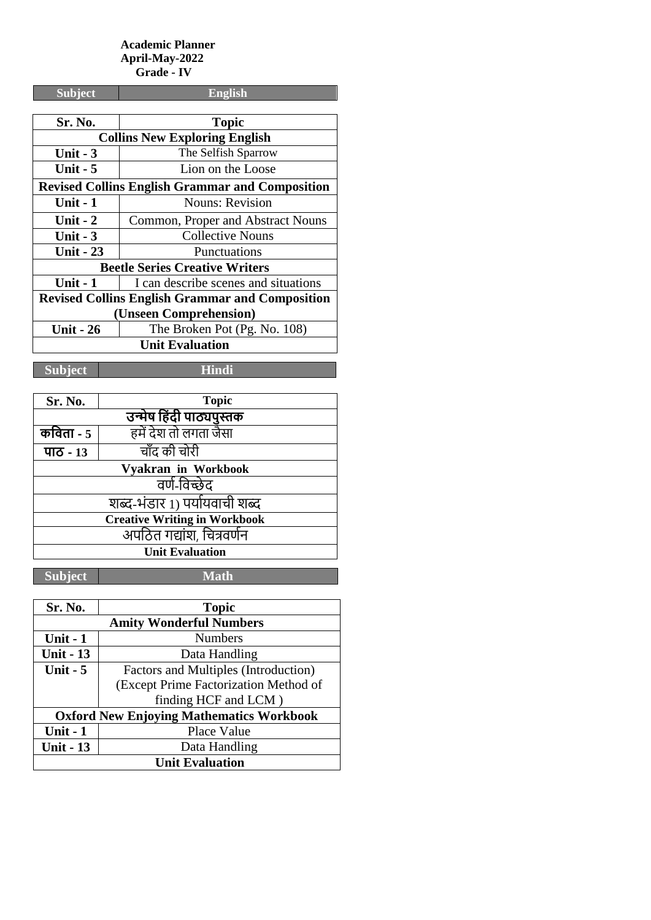**Academic Planner**
**April-May-2022**
**Grade - IV**

| Subject | English |
|---|---|

| Sr. No. | Topic |
|---|---|
| **Collins New Exploring English** | |
| **Unit - 3** | The Selfish Sparrow |
| **Unit - 5** | Lion on the Loose |
| **Revised Collins English Grammar and Composition** | |
| **Unit - 1** | Nouns: Revision |
| **Unit - 2** | Common, Proper and Abstract Nouns |
| **Unit - 3** | Collective Nouns |
| **Unit - 23** | Punctuations |
| **Beetle Series Creative Writers** | |
| **Unit - 1** | I can describe scenes and situations |
| **Revised Collins English Grammar and Composition (Unseen Comprehension)** | |
| **Unit - 26** | The Broken Pot (Pg. No. 108) |
| **Unit Evaluation** | |

| Subject | Hindi |
|---|---|

| Sr. No. | Topic |
|---|---|
| **उन्मेष हिंदी पाठ्यपुस्तक** | |
| **कविता - 5** | हमें देश तो लगता जैसा |
| **पाठ - 13** | चाँद की चोरी |
| **Vyakran in Workbook** | |
| वर्ण-विच्छेद | |
| शब्द-भंडार 1) पर्यायवाची शब्द | |
| **Creative Writing in Workbook** | |
| अपठित गद्यांश, चित्रवर्णन | |
| **Unit Evaluation** | |

| Subject | Math |
|---|---|

| Sr. No. | Topic |
|---|---|
| **Amity Wonderful Numbers** | |
| **Unit - 1** | Numbers |
| **Unit - 13** | Data Handling |
| **Unit - 5** | Factors and Multiples (Introduction) (Except Prime Factorization Method of finding HCF and LCM ) |
| **Oxford New Enjoying Mathematics Workbook** | |
| **Unit - 1** | Place Value |
| **Unit - 13** | Data Handling |
| **Unit Evaluation** | |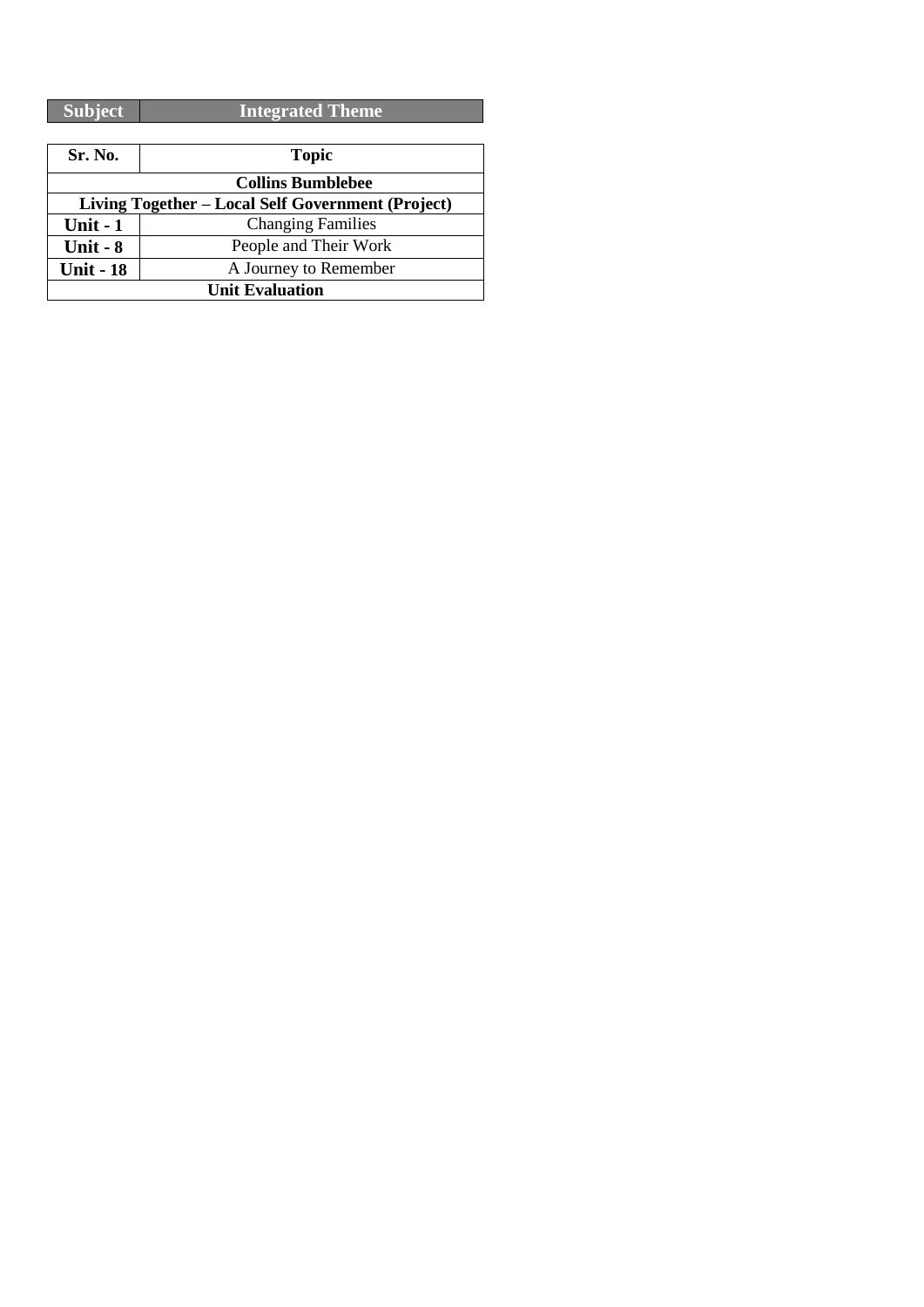| Subject | Integrated Theme |
|---|---|

| Sr. No. | Topic |
|---|---|
| **Collins Bumblebee** | |
| **Living Together – Local Self Government (Project)** | |
| **Unit - 1** | Changing Families |
| **Unit - 8** | People and Their Work |
| **Unit - 18** | A Journey to Remember |
| **Unit Evaluation** | |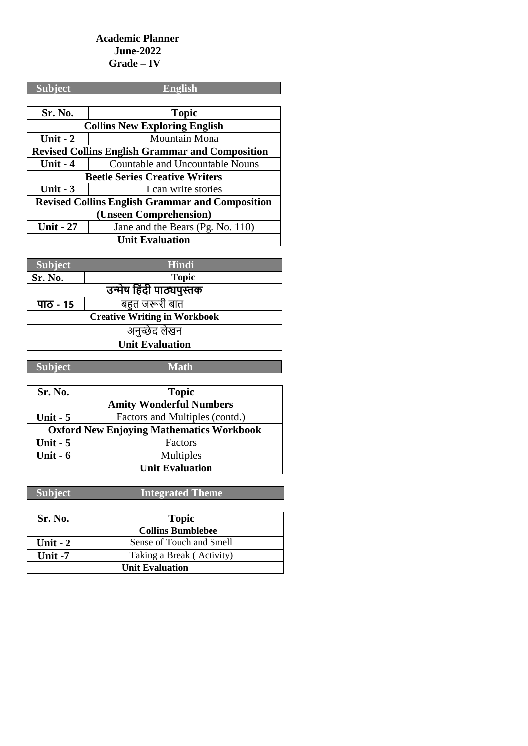**Academic Planner**
**June-2022**
**Grade – IV**

| Subject | English |
|---|---|

| Sr. No. | Topic |
|---|---|
| **Collins New Exploring English** | |
| **Unit - 2** | Mountain Mona |
| **Revised Collins English Grammar and Composition** | |
| **Unit - 4** | Countable and Uncountable Nouns |
| **Beetle Series Creative Writers** | |
| **Unit - 3** | I can write stories |
| **Revised Collins English Grammar and Composition (Unseen Comprehension)** | |
| **Unit - 27** | Jane and the Bears (Pg. No. 110) |
| **Unit Evaluation** | |

| Subject | Hindi |
|---|---|
| **Sr. No.** | **Topic** |
| **उन्मेष हिंदी पाठ्यपुस्तक** | |
| **पाठ - 15** | बहुत जरूरी बात |
| **Creative Writing in Workbook** | |
| अनुच्छेद लेखन | |
| **Unit Evaluation** | |

| Subject | Math |
|---|---|

| Sr. No. | Topic |
|---|---|
| **Amity Wonderful Numbers** | |
| **Unit - 5** | Factors and Multiples (contd.) |
| **Oxford New Enjoying Mathematics Workbook** | |
| **Unit - 5** | Factors |
| **Unit - 6** | Multiples |
| **Unit Evaluation** | |

| Subject | Integrated Theme |
|---|---|

| Sr. No. | Topic |
|---|---|
| **Collins Bumblebee** | |
| **Unit - 2** | Sense of Touch and Smell |
| **Unit -7** | Taking a Break ( Activity) |
| **Unit Evaluation** | |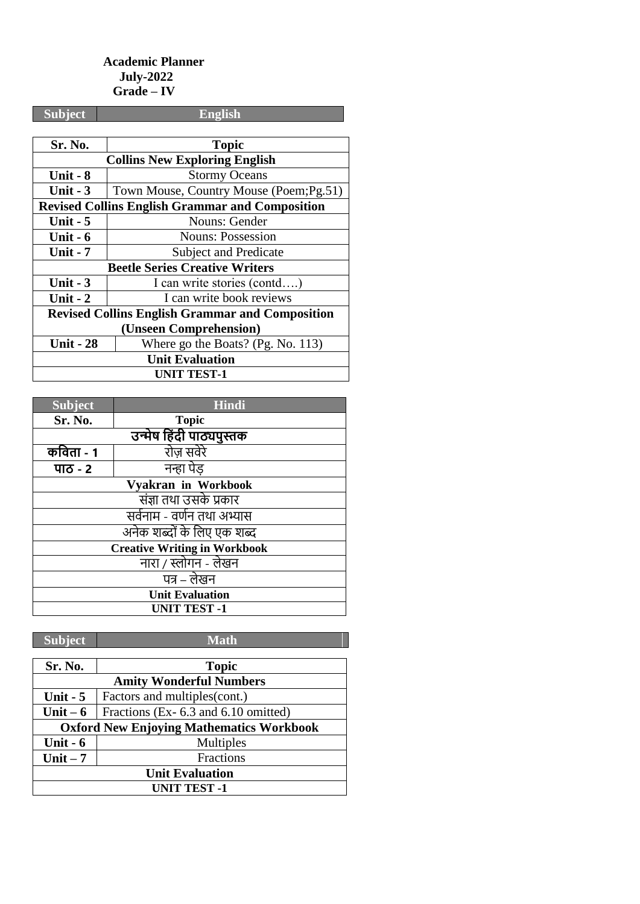**Academic Planner**
**July-2022**
**Grade – IV**

| Subject | English |
|---|---|

| Sr. No. | Topic |
|---|---|
| **Collins New Exploring English** | |
| **Unit - 8** | Stormy Oceans |
| **Unit - 3** | Town Mouse, Country Mouse (Poem;Pg.51) |
| **Revised Collins English Grammar and Composition** | |
| **Unit - 5** | Nouns: Gender |
| **Unit - 6** | Nouns: Possession |
| **Unit - 7** | Subject and Predicate |
| **Beetle Series Creative Writers** | |
| **Unit - 3** | I can write stories (contd….) |
| **Unit - 2** | I can write book reviews |
| **Revised Collins English Grammar and Composition (Unseen Comprehension)** | |
| **Unit - 28** | Where go the Boats? (Pg. No. 113) |
| **Unit Evaluation** | |
| **UNIT TEST-1** | |

| Subject | Hindi |
|---|---|
| **Sr. No.** | **Topic** |
| **उन्मेष हिंदी पाठ्यपुस्तक** | |
| **कविता - 1** | रोज़ सवेरे |
| **पाठ - 2** | नन्हा पेड़ |
| **Vyakran in Workbook** | |
| संज्ञा तथा उसके प्रकार | |
| सर्वनाम - वर्णन तथा अभ्यास | |
| अनेक शब्दों के लिए एक शब्द | |
| **Creative Writing in Workbook** | |
| नारा / स्लोगन - लेखन | |
| पत्र – लेखन | |
| **Unit Evaluation** | |
| **UNIT TEST -1** | |

| Subject | Math |
|---|---|

| Sr. No. | Topic |
|---|---|
| **Amity Wonderful Numbers** | |
| **Unit - 5** | Factors and multiples(cont.) |
| **Unit – 6** | Fractions (Ex- 6.3 and 6.10 omitted) |
| **Oxford New Enjoying Mathematics Workbook** | |
| **Unit - 6** | Multiples |
| **Unit – 7** | Fractions |
| **Unit Evaluation** | |
| **UNIT TEST -1** | |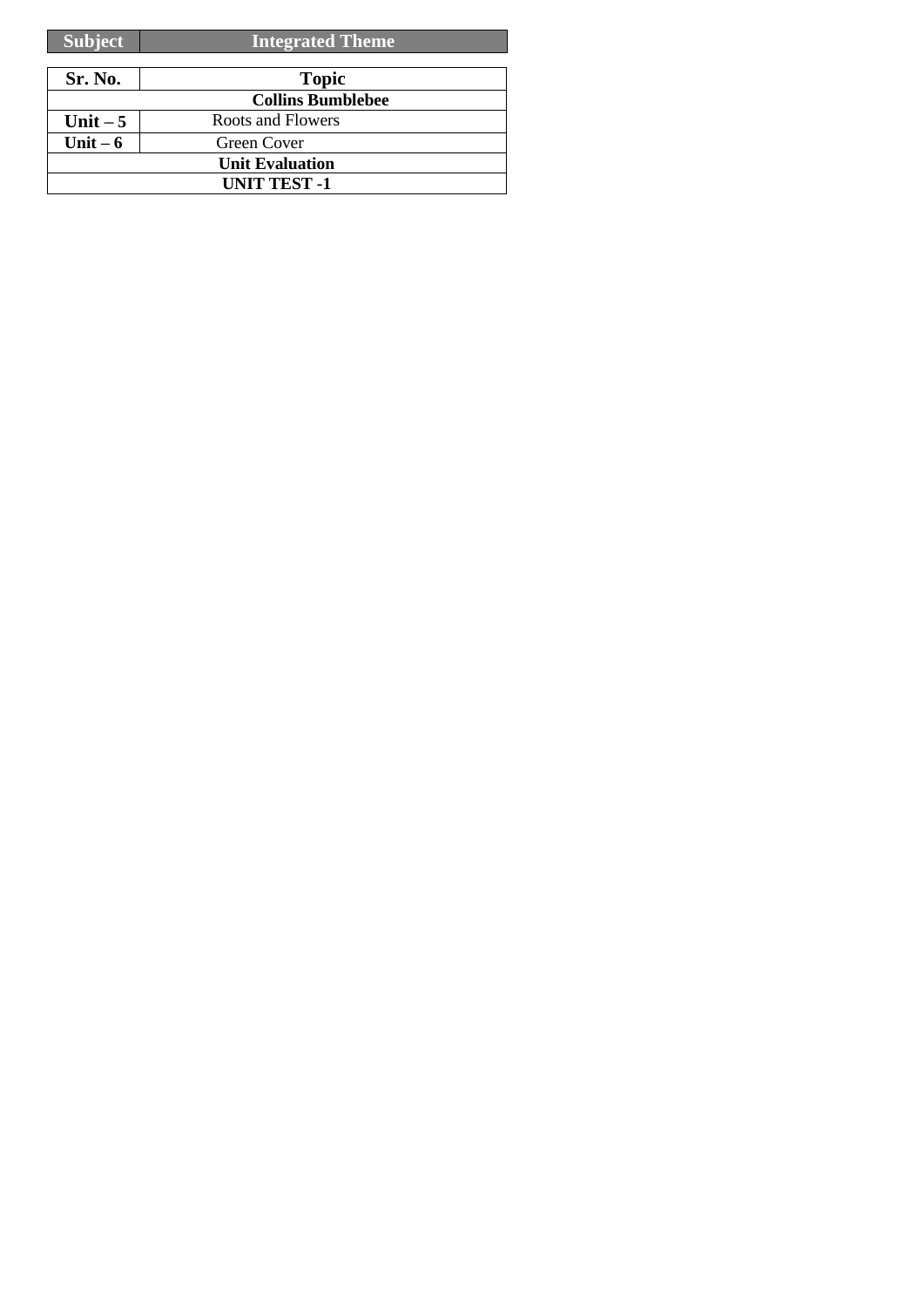| Subject | Integrated Theme |
|---|---|

| Sr. No. | Topic |
|---|---|
| **Collins Bumblebee** | |
| **Unit – 5** | Roots and Flowers |
| **Unit – 6** | Green Cover |
| **Unit Evaluation** | |
| **UNIT TEST -1** | |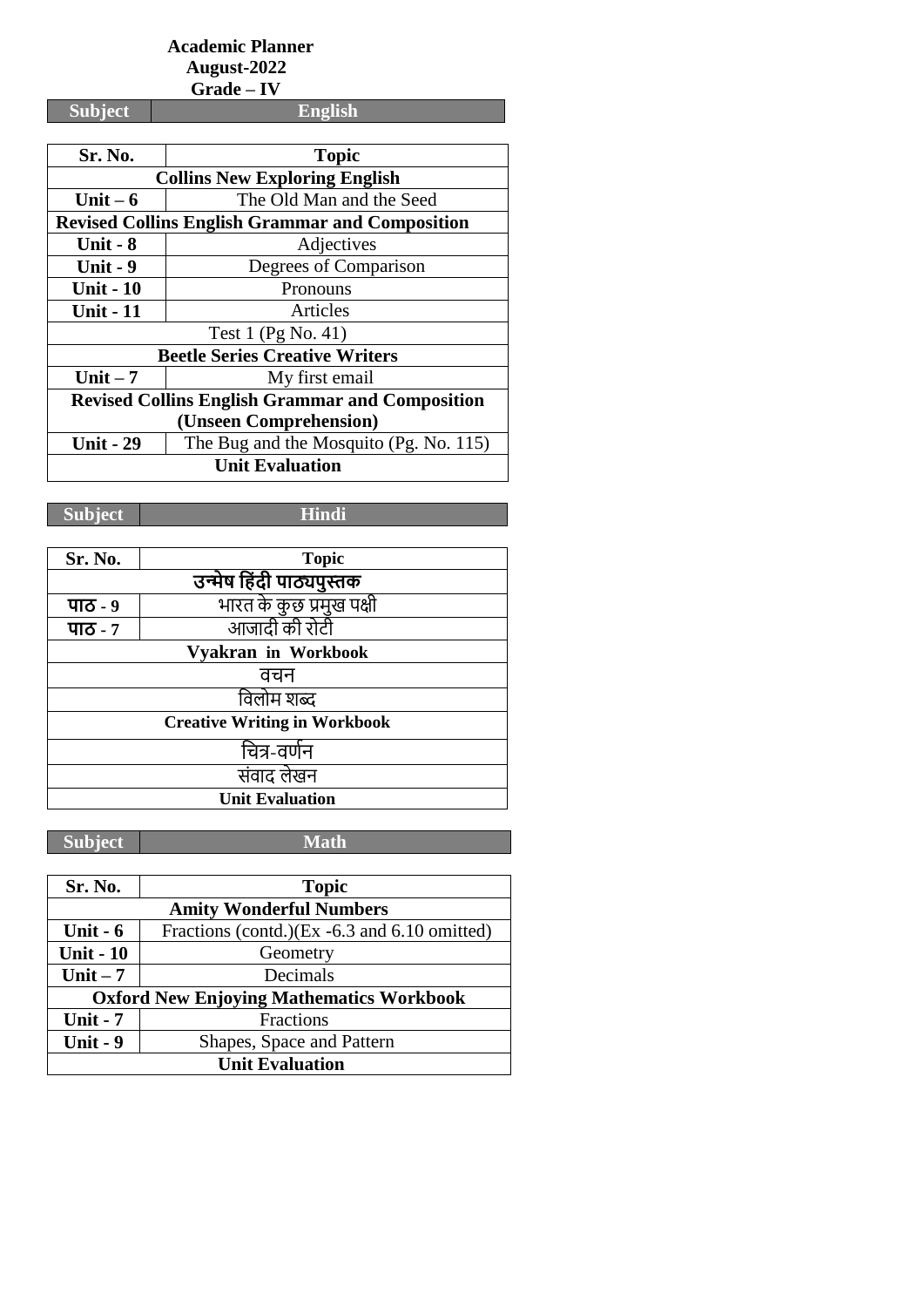**Academic Planner**
**August-2022**
**Grade – IV**

| Subject | English |
|---|---|

| Sr. No. | Topic |
|---|---|
| **Collins New Exploring English** | |
| **Unit – 6** | The Old Man and the Seed |
| **Revised Collins English Grammar and Composition** | |
| **Unit - 8** | Adjectives |
| **Unit - 9** | Degrees of Comparison |
| **Unit - 10** | Pronouns |
| **Unit - 11** | Articles |
| Test 1 (Pg No. 41) | |
| **Beetle Series Creative Writers** | |
| **Unit – 7** | My first email |
| **Revised Collins English Grammar and Composition (Unseen Comprehension)** | |
| **Unit - 29** | The Bug and the Mosquito (Pg. No. 115) |
| **Unit Evaluation** | |

| Subject | Hindi |
|---|---|

| Sr. No. | Topic |
|---|---|
| **उन्मेष हिंदी पाठ्यपुस्तक** | |
| **पाठ - 9** | भारत के कुछ प्रमुख पक्षी |
| **पाठ - 7** | आजादी की रोटी |
| **Vyakran in Workbook** | |
| वचन | |
| विलोम शब्द | |
| **Creative Writing in Workbook** | |
| चित्र-वर्णन | |
| संवाद लेखन | |
| **Unit Evaluation** | |

| Subject | Math |
|---|---|

| Sr. No. | Topic |
|---|---|
| **Amity Wonderful Numbers** | |
| **Unit - 6** | Fractions (contd.)(Ex -6.3 and 6.10 omitted) |
| **Unit - 10** | Geometry |
| **Unit – 7** | Decimals |
| **Oxford New Enjoying Mathematics Workbook** | |
| **Unit - 7** | Fractions |
| **Unit - 9** | Shapes, Space and Pattern |
| **Unit Evaluation** | |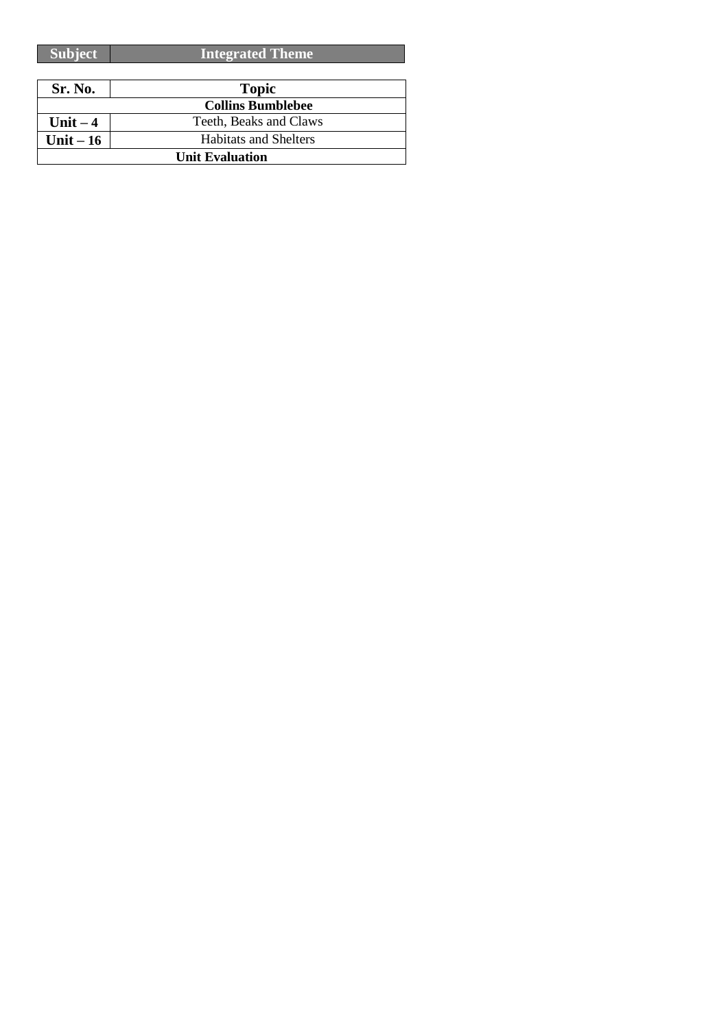| Subject | Integrated Theme |
| --- | --- |

| Sr. No. | Topic |
| --- | --- |
| **Collins Bumblebee** | |
| **Unit – 4** | Teeth, Beaks and Claws |
| **Unit – 16** | Habitats and Shelters |
| **Unit Evaluation** | |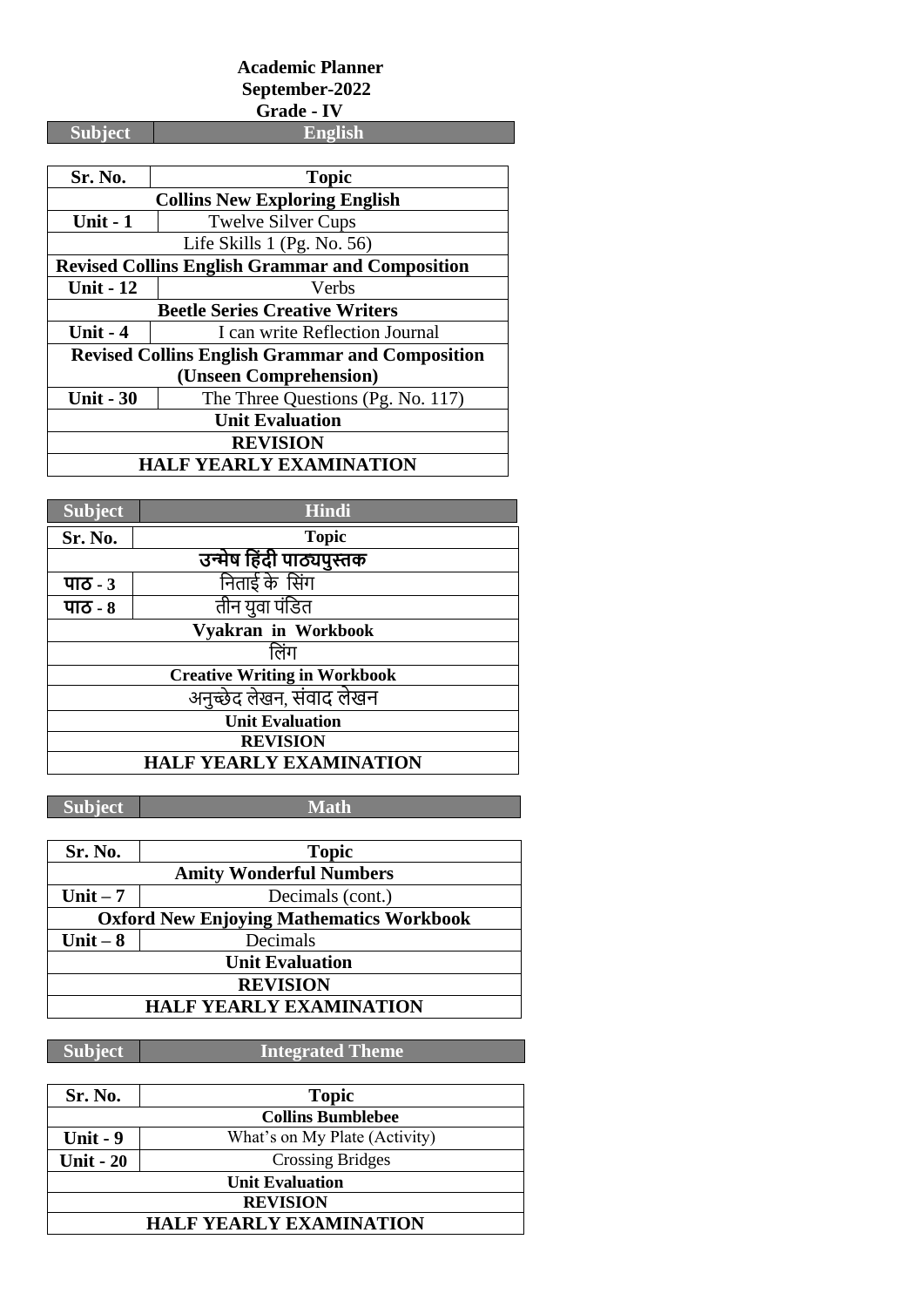**Academic Planner**
**September-2022**
**Grade - IV**

| Subject | English |
|---|---|

| Sr. No. | Topic |
|---|---|
| **Collins New Exploring English** | |
| **Unit - 1** | Twelve Silver Cups |
| Life Skills 1 (Pg. No. 56) | |
| **Revised Collins English Grammar and Composition** | |
| **Unit - 12** | Verbs |
| **Beetle Series Creative Writers** | |
| **Unit - 4** | I can write Reflection Journal |
| **Revised Collins English Grammar and Composition (Unseen Comprehension)** | |
| **Unit - 30** | The Three Questions (Pg. No. 117) |
| **Unit Evaluation** | |
| **REVISION** | |
| **HALF YEARLY EXAMINATION** | |

| Subject | Hindi |
|---|---|

| Sr. No. | Topic |
|---|---|
| **उन्मेष हिंदी पाठ्यपुस्तक** | |
| **पाठ - 3** | निताई के सिंग |
| **पाठ - 8** | तीन युवा पंडित |
| **Vyakran in Workbook** | |
| लिंग | |
| **Creative Writing in Workbook** | |
| अनुच्छेद लेखन, संवाद लेखन | |
| **Unit Evaluation** | |
| **REVISION** | |
| **HALF YEARLY EXAMINATION** | |

| Subject | Math |
|---|---|

| Sr. No. | Topic |
|---|---|
| **Amity Wonderful Numbers** | |
| **Unit – 7** | Decimals (cont.) |
| **Oxford New Enjoying Mathematics Workbook** | |
| **Unit – 8** | Decimals |
| **Unit Evaluation** | |
| **REVISION** | |
| **HALF YEARLY EXAMINATION** | |

| Subject | Integrated Theme |
|---|---|

| Sr. No. | Topic |
|---|---|
| **Collins Bumblebee** | |
| **Unit - 9** | What's on My Plate (Activity) |
| **Unit - 20** | Crossing Bridges |
| **Unit Evaluation** | |
| **REVISION** | |
| **HALF YEARLY EXAMINATION** | |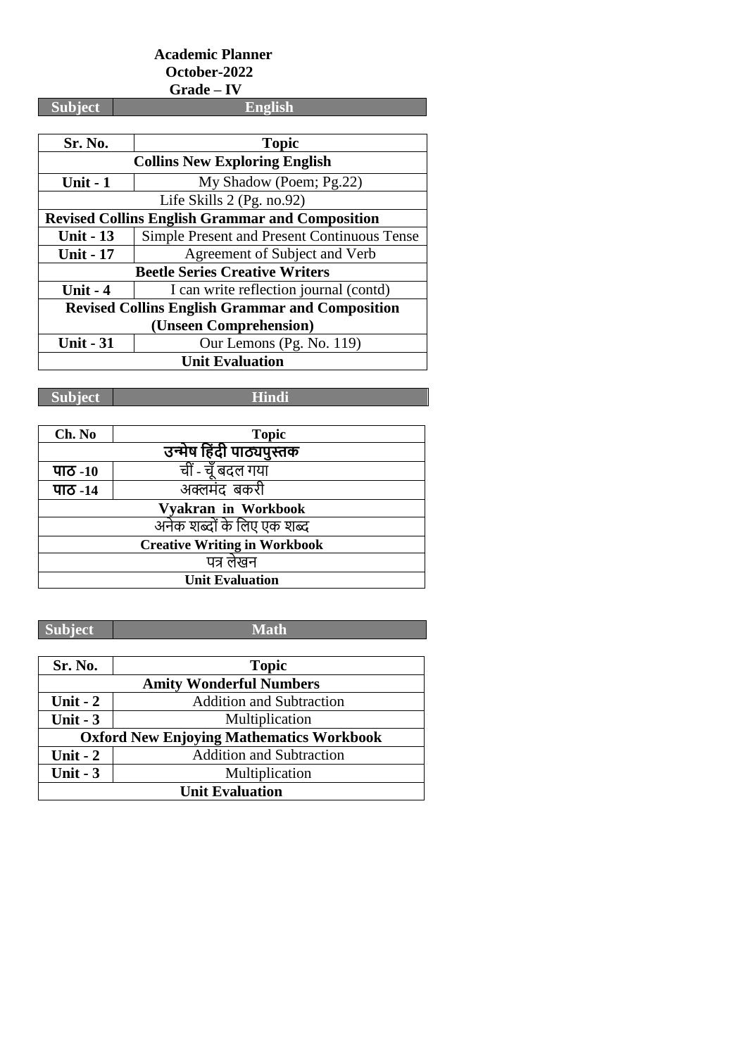**Academic Planner**
**October-2022**
**Grade – IV**

| Subject | English |
|---|---|

| Sr. No. | Topic |
|---|---|
| **Collins New Exploring English** | |
| **Unit - 1** | My Shadow (Poem; Pg.22) |
| Life Skills 2 (Pg. no.92) | |
| **Revised Collins English Grammar and Composition** | |
| **Unit - 13** | Simple Present and Present Continuous Tense |
| **Unit - 17** | Agreement of Subject and Verb |
| **Beetle Series Creative Writers** | |
| **Unit - 4** | I can write reflection journal (contd) |
| **Revised Collins English Grammar and Composition (Unseen Comprehension)** | |
| **Unit - 31** | Our Lemons (Pg. No. 119) |
| **Unit Evaluation** | |

| Subject | Hindi |
|---|---|

| Ch. No | Topic |
|---|---|
| **उन्मेष हिंदी पाठ्यपुस्तक** | |
| **पाठ -10** | चीं - चूँ बदल गया |
| **पाठ -14** | अक्लमंद बकरी |
| **Vyakran in Workbook** | |
| अनेक शब्दों के लिए एक शब्द | |
| **Creative Writing in Workbook** | |
| पत्र लेखन | |
| **Unit Evaluation** | |

| Subject | Math |
|---|---|

| Sr. No. | Topic |
|---|---|
| **Amity Wonderful Numbers** | |
| **Unit - 2** | Addition and Subtraction |
| **Unit - 3** | Multiplication |
| **Oxford New Enjoying Mathematics Workbook** | |
| **Unit - 2** | Addition and Subtraction |
| **Unit - 3** | Multiplication |
| **Unit Evaluation** | |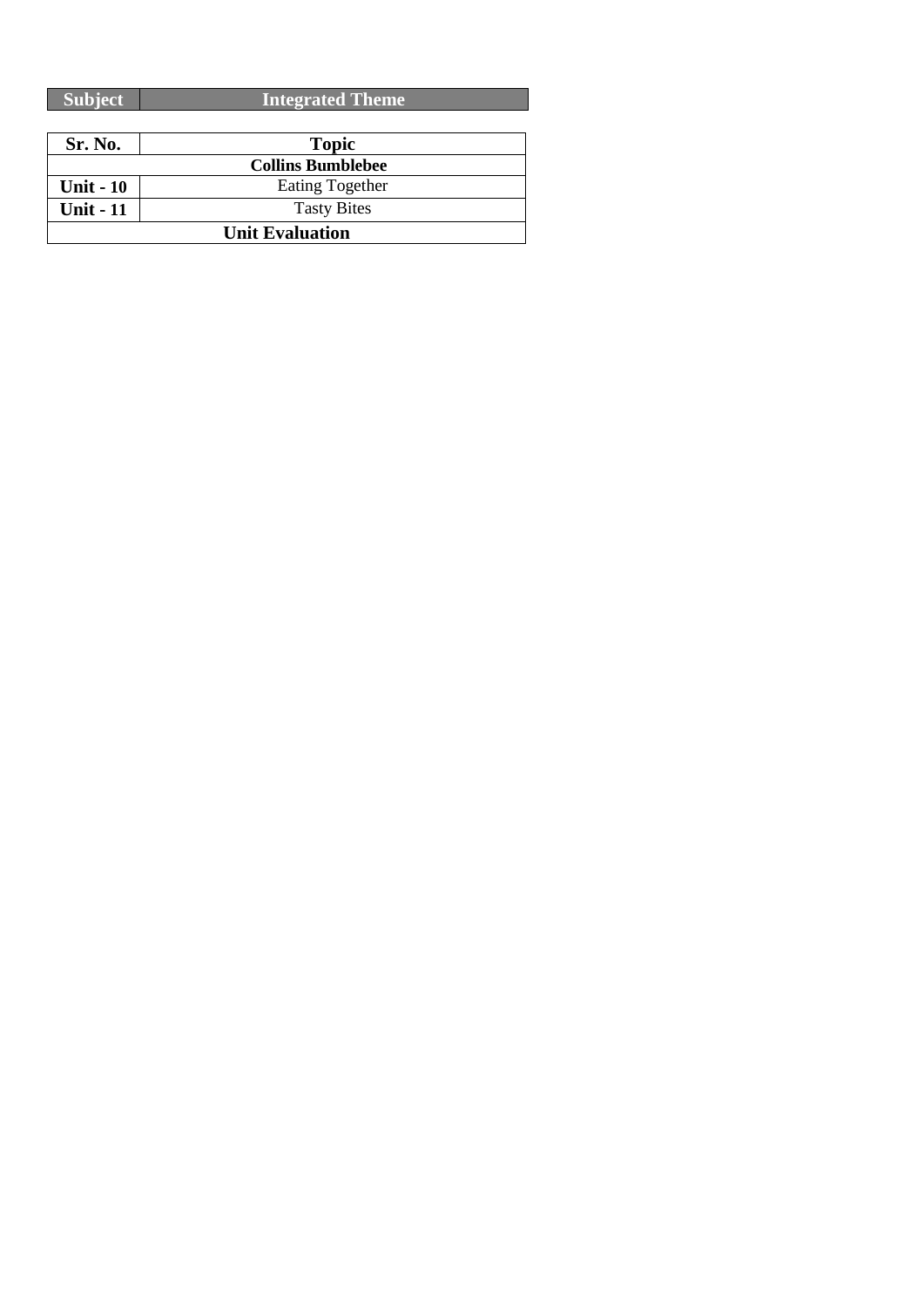| Subject | Integrated Theme |
| --- | --- |

| Sr. No. | Topic |
| --- | --- |
| **Collins Bumblebee** | |
| **Unit - 10** | Eating Together |
| **Unit - 11** | Tasty Bites |
| **Unit Evaluation** | |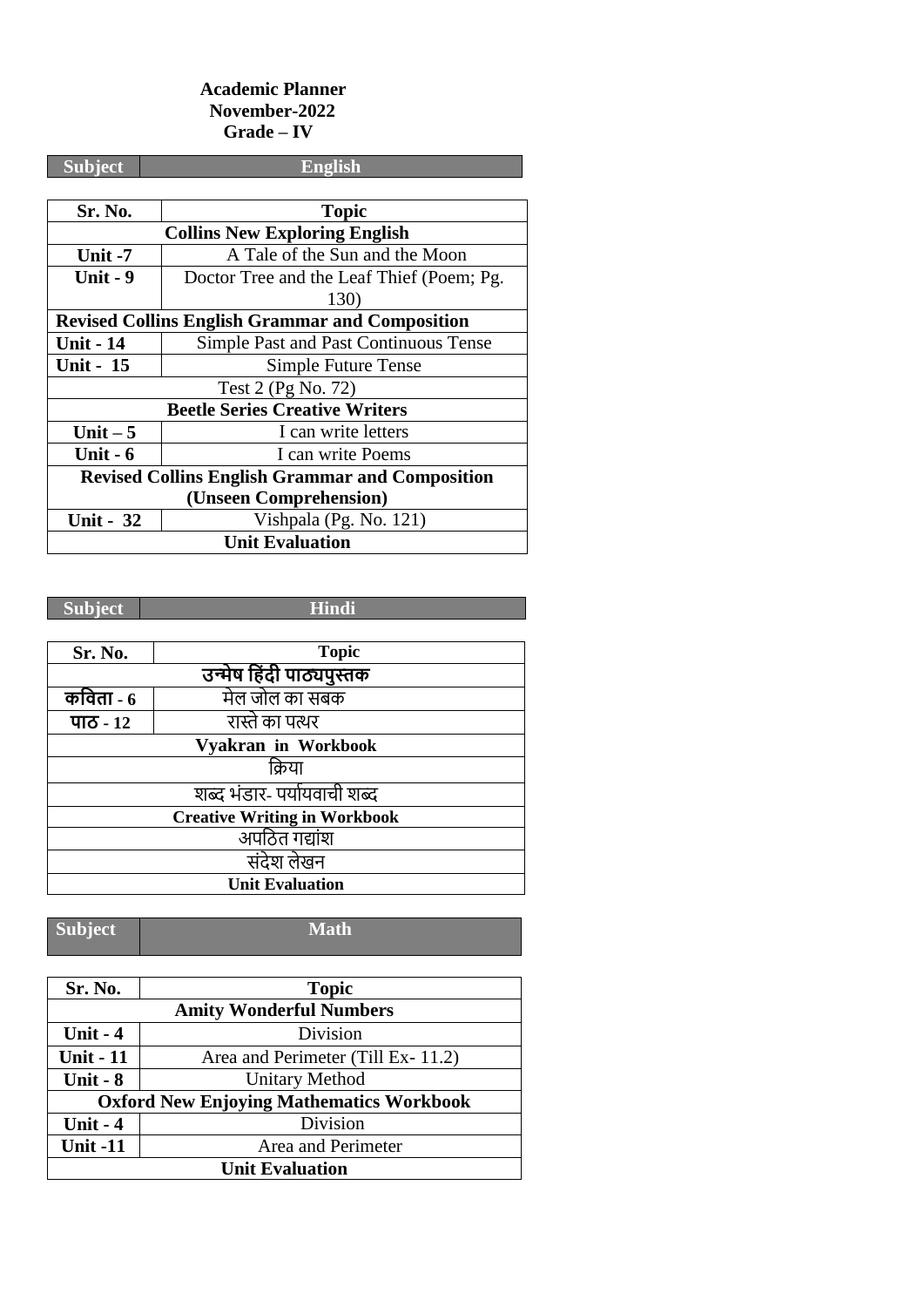**Academic Planner**
**November-2022**
**Grade – IV**

| Subject | English |
|---|---|

| Sr. No. | Topic |
|---|---|
| **Collins New Exploring English** | |
| **Unit -7** | A Tale of the Sun and the Moon |
| **Unit - 9** | Doctor Tree and the Leaf Thief (Poem; Pg. 130) |
| **Revised Collins English Grammar and Composition** | |
| **Unit - 14** | Simple Past and Past Continuous Tense |
| **Unit - 15** | Simple Future Tense |
| Test 2 (Pg No. 72) | |
| **Beetle Series Creative Writers** | |
| **Unit – 5** | I can write letters |
| **Unit - 6** | I can write Poems |
| **Revised Collins English Grammar and Composition (Unseen Comprehension)** | |
| **Unit - 32** | Vishpala (Pg. No. 121) |
| **Unit Evaluation** | |

| Subject | Hindi |
|---|---|

| Sr. No. | Topic |
|---|---|
| **उन्मेष हिंदी पाठ्यपुस्तक** | |
| **कविता - 6** | मेल जोल का सबक |
| **पाठ - 12** | रास्ते का पत्थर |
| **Vyakran in Workbook** | |
| क्रिया | |
| शब्द भंडार- पर्यायवाची शब्द | |
| **Creative Writing in Workbook** | |
| अपठित गद्यांश | |
| संदेश लेखन | |
| **Unit Evaluation** | |

| Subject | Math |
|---|---|

| Sr. No. | Topic |
|---|---|
| **Amity Wonderful Numbers** | |
| **Unit - 4** | Division |
| **Unit - 11** | Area and Perimeter (Till Ex- 11.2) |
| **Unit - 8** | Unitary Method |
| **Oxford New Enjoying Mathematics Workbook** | |
| **Unit - 4** | Division |
| **Unit -11** | Area and Perimeter |
| **Unit Evaluation** | |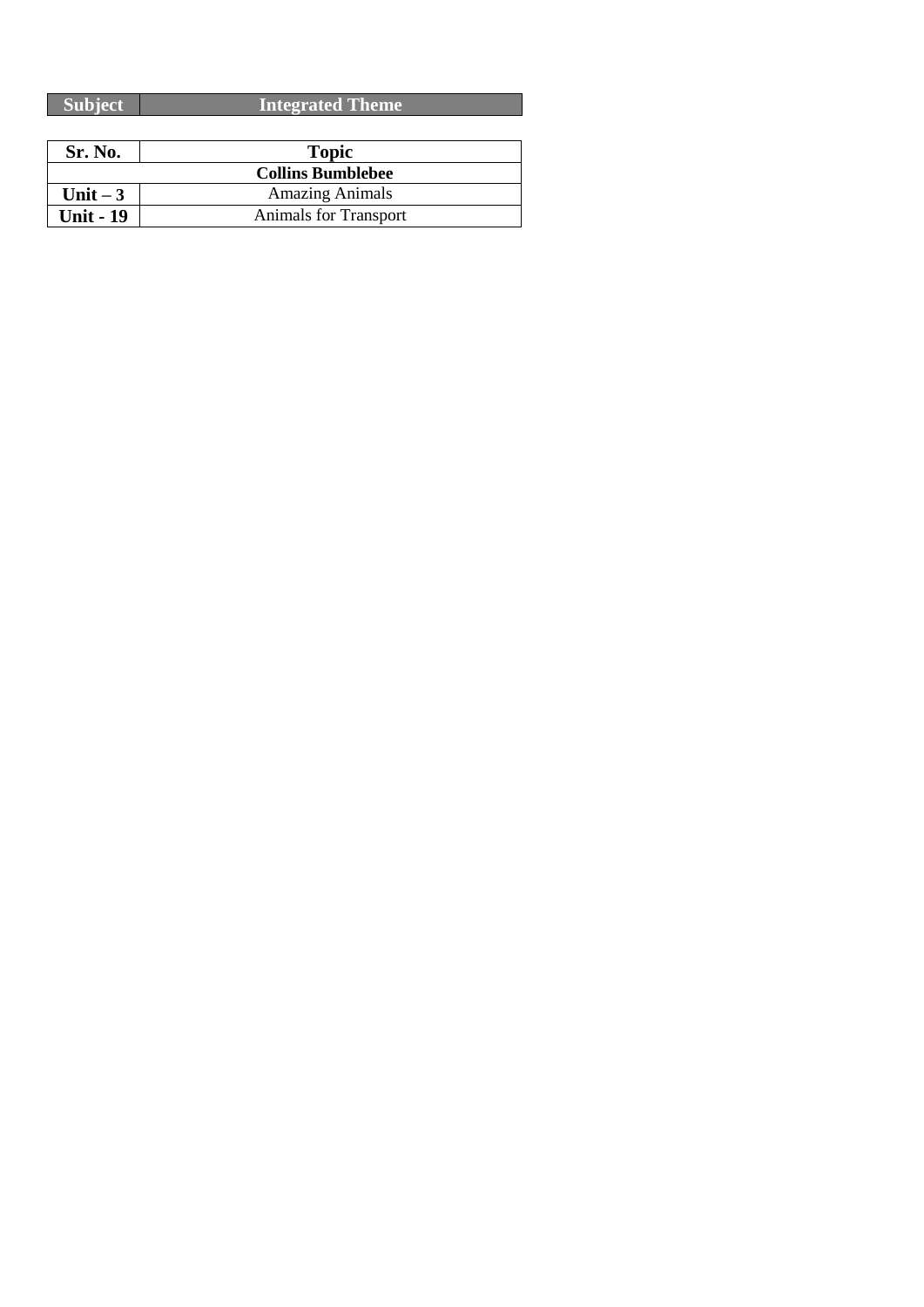| Subject | Integrated Theme |
|---|---|

| Sr. No. | Topic |
|---|---|
| **Collins Bumblebee** | |
| **Unit – 3** | Amazing Animals |
| **Unit - 19** | Animals for Transport |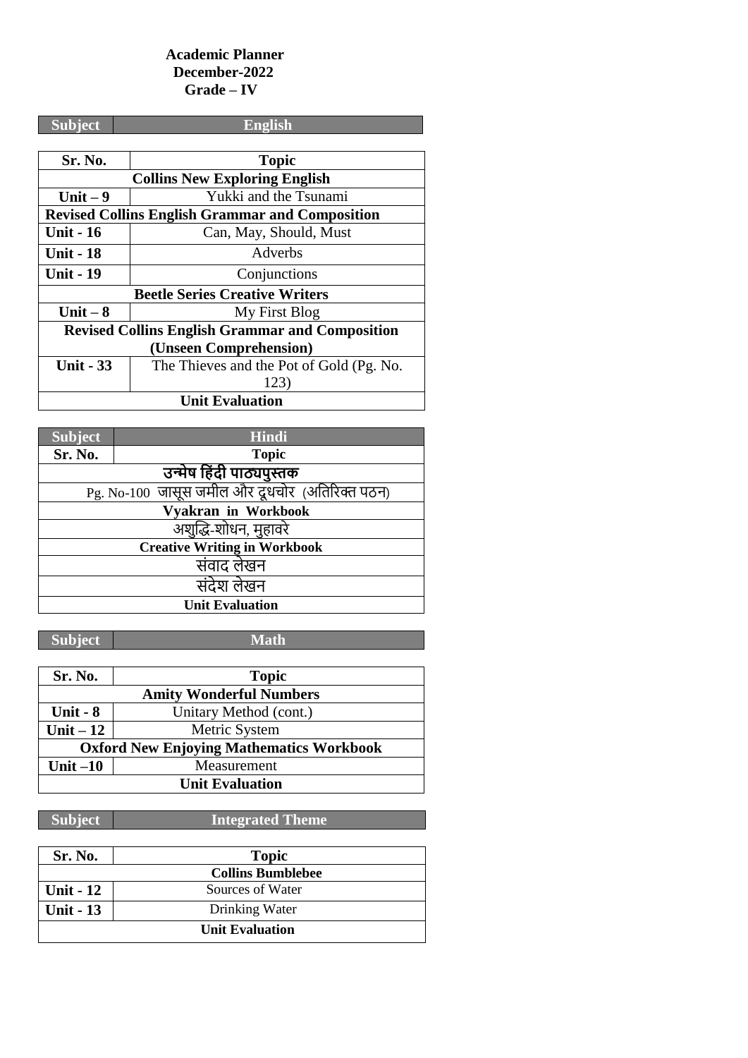**Academic Planner**
**December-2022**
**Grade – IV**

| Subject | English |
|---|---|

| Sr. No. | Topic |
|---|---|
| **Collins New Exploring English** | |
| **Unit – 9** | Yukki and the Tsunami |
| **Revised Collins English Grammar and Composition** | |
| **Unit - 16** | Can, May, Should, Must |
| **Unit - 18** | Adverbs |
| **Unit - 19** | Conjunctions |
| **Beetle Series Creative Writers** | |
| **Unit – 8** | My First Blog |
| **Revised Collins English Grammar and Composition (Unseen Comprehension)** | |
| **Unit - 33** | The Thieves and the Pot of Gold (Pg. No. 123) |
| **Unit Evaluation** | |

| Subject | Hindi |
|---|---|
| **Sr. No.** | **Topic** |
| **उन्मेष हिंदी पाठ्यपुस्तक** | |
| Pg. No-100 जासूस जमील और दूधचोर (अतिरिक्त पठन) | |
| **Vyakran in Workbook** | |
| अशुद्धि-शोधन, मुहावरे | |
| **Creative Writing in Workbook** | |
| संवाद लेखन | |
| संदेश लेखन | |
| **Unit Evaluation** | |

| Subject | Math |
|---|---|

| Sr. No. | Topic |
|---|---|
| **Amity Wonderful Numbers** | |
| **Unit - 8** | Unitary Method (cont.) |
| **Unit – 12** | Metric System |
| **Oxford New Enjoying Mathematics Workbook** | |
| **Unit –10** | Measurement |
| **Unit Evaluation** | |

| Subject | Integrated Theme |
|---|---|

| Sr. No. | Topic |
|---|---|
| **Collins Bumblebee** | |
| **Unit - 12** | Sources of Water |
| **Unit - 13** | Drinking Water |
| **Unit Evaluation** | |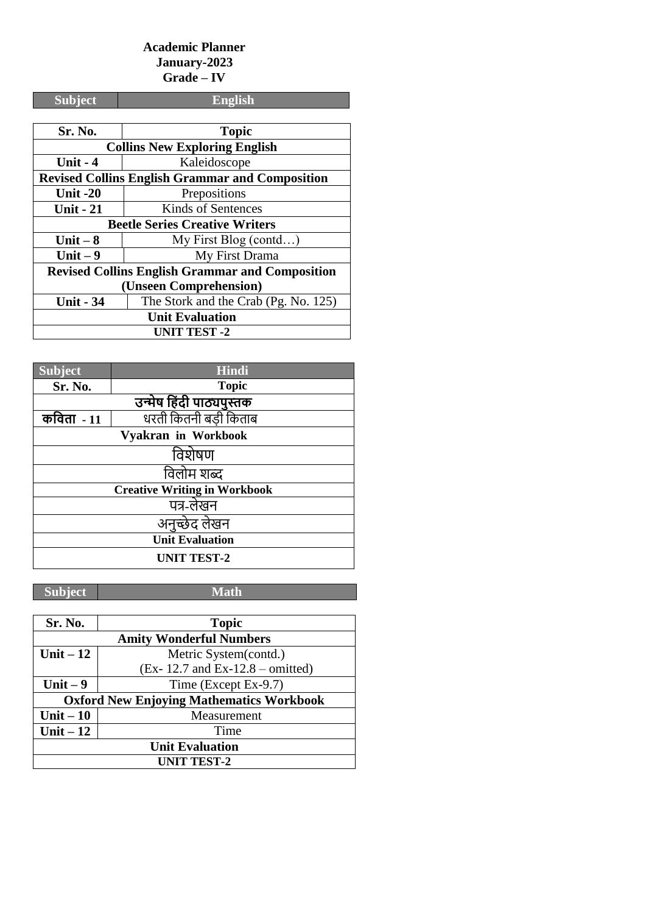**Academic Planner**
**January-2023**
**Grade – IV**

| Subject | English |
|---|---|

| Sr. No. | Topic |
|---|---|
| **Collins New Exploring English** | |
| **Unit - 4** | Kaleidoscope |
| **Revised Collins English Grammar and Composition** | |
| **Unit -20** | Prepositions |
| **Unit - 21** | Kinds of Sentences |
| **Beetle Series Creative Writers** | |
| **Unit – 8** | My First Blog (contd…) |
| **Unit – 9** | My First Drama |
| **Revised Collins English Grammar and Composition (Unseen Comprehension)** | |
| **Unit - 34** | The Stork and the Crab (Pg. No. 125) |
| **Unit Evaluation** | |
| **UNIT TEST -2** | |

| Subject | Hindi |
|---|---|
| **Sr. No.** | **Topic** |
| **उन्मेष हिंदी पाठ्यपुस्तक** | |
| **कविता - 11** | धरती कितनी बड़ी किताब |
| **Vyakran in Workbook** | |
| विशेषण | |
| विलोम शब्द | |
| **Creative Writing in Workbook** | |
| पत्र-लेखन | |
| अनुच्छेद लेखन | |
| **Unit Evaluation** | |
| **UNIT TEST-2** | |

| Subject | Math |
|---|---|

| Sr. No. | Topic |
|---|---|
| **Amity Wonderful Numbers** | |
| **Unit – 12** | Metric System(contd.) (Ex- 12.7 and Ex-12.8 – omitted) |
| **Unit – 9** | Time (Except Ex-9.7) |
| **Oxford New Enjoying Mathematics Workbook** | |
| **Unit – 10** | Measurement |
| **Unit – 12** | Time |
| **Unit Evaluation** | |
| **UNIT TEST-2** | |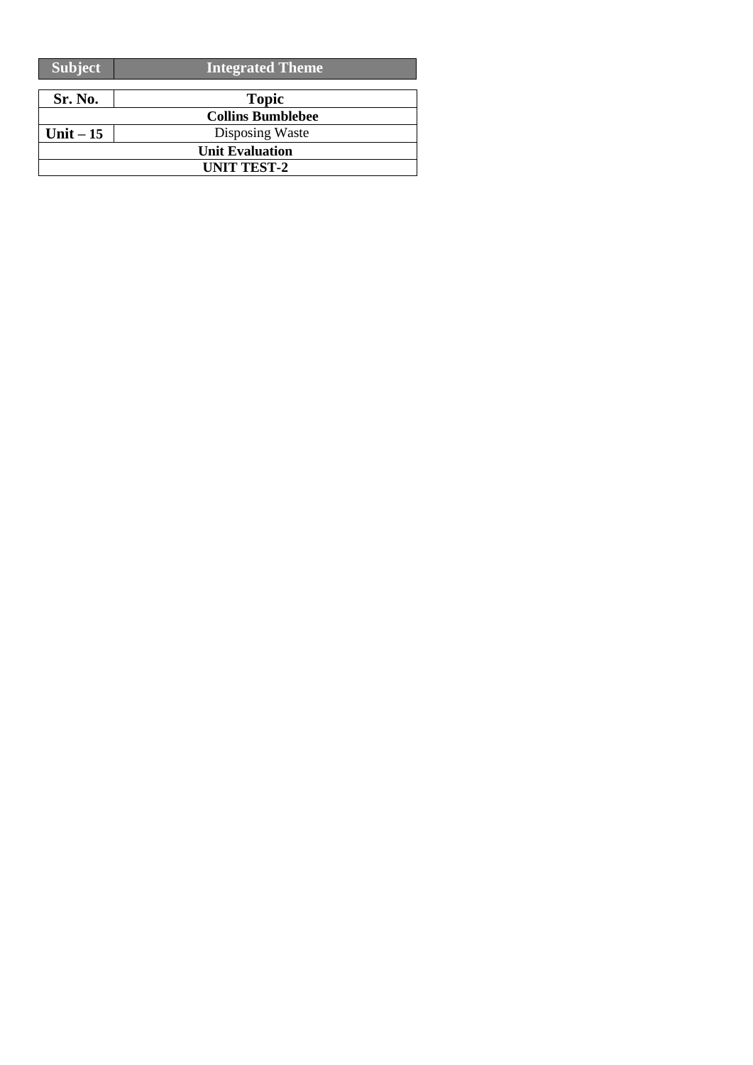| Subject | Integrated Theme |
|---|---|

| Sr. No. | Topic |
|---|---|
| **Collins Bumblebee** | |
| **Unit – 15** | Disposing Waste |
| **Unit Evaluation** | |
| **UNIT TEST-2** | |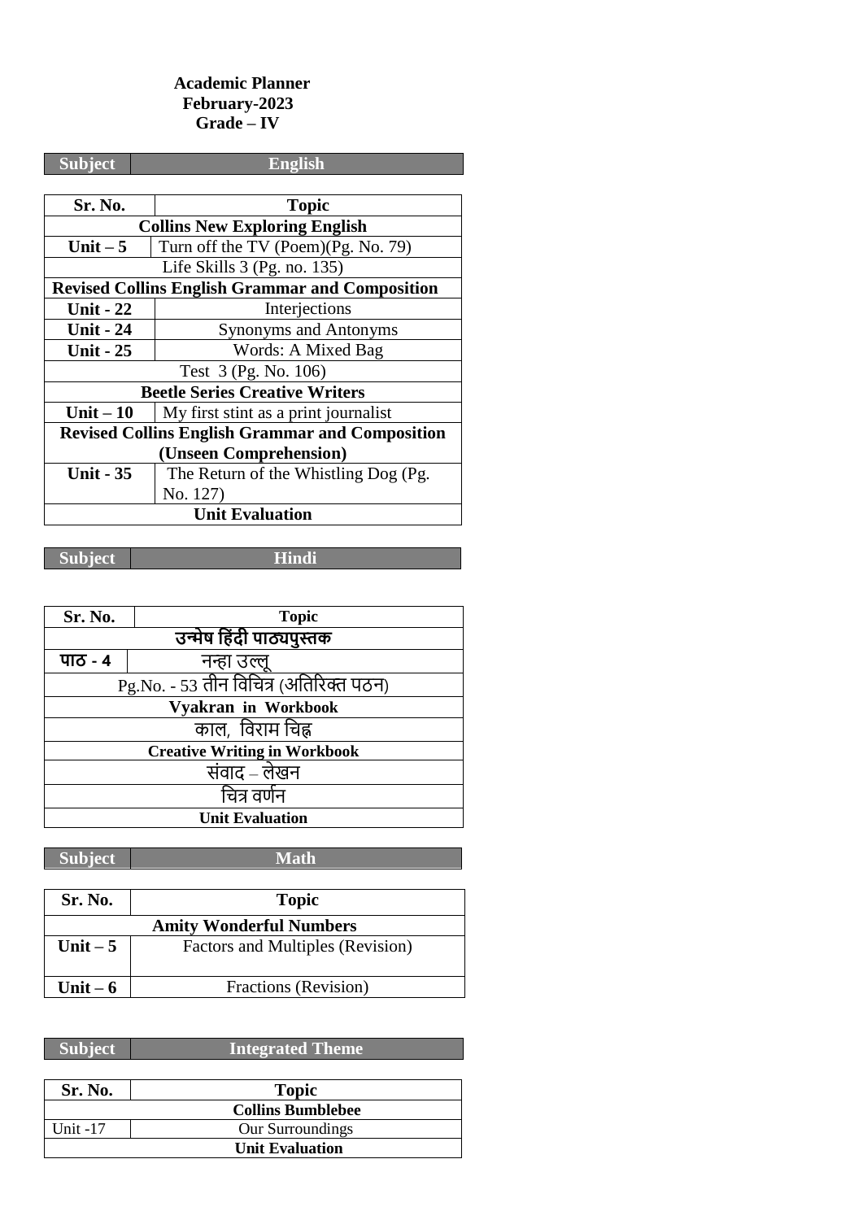**Academic Planner**
**February-2023**
**Grade – IV**

| Subject | English |
|---|---|

| Sr. No. | Topic |
|---|---|
| **Collins New Exploring English** | |
| **Unit – 5** | Turn off the TV (Poem)(Pg. No. 79) |
| Life Skills 3 (Pg. no. 135) | |
| **Revised Collins English Grammar and Composition** | |
| **Unit - 22** | Interjections |
| **Unit - 24** | Synonyms and Antonyms |
| **Unit - 25** | Words: A Mixed Bag |
| Test 3 (Pg. No. 106) | |
| **Beetle Series Creative Writers** | |
| **Unit – 10** | My first stint as a print journalist |
| **Revised Collins English Grammar and Composition (Unseen Comprehension)** | |
| **Unit - 35** | The Return of the Whistling Dog (Pg. No. 127) |
| **Unit Evaluation** | |

| Subject | Hindi |
|---|---|

| Sr. No. | Topic |
|---|---|
| **उन्मेष हिंदी पाठ्यपुस्तक** | |
| **पाठ - 4** | नन्हा उल्लू |
| Pg.No. - 53 तीन विचित्र (अतिरिक्त पठन) | |
| **Vyakran in Workbook** | |
| काल, विराम चिह्न | |
| **Creative Writing in Workbook** | |
| संवाद – लेखन | |
| चित्र वर्णन | |
| **Unit Evaluation** | |

| Subject | Math |
|---|---|

| Sr. No. | Topic |
|---|---|
| **Amity Wonderful Numbers** | |
| **Unit – 5** | Factors and Multiples (Revision) |
| **Unit – 6** | Fractions (Revision) |

| Subject | Integrated Theme |
|---|---|

| Sr. No. | Topic |
|---|---|
| **Collins Bumblebee** | |
| Unit -17 | Our Surroundings |
| **Unit Evaluation** | |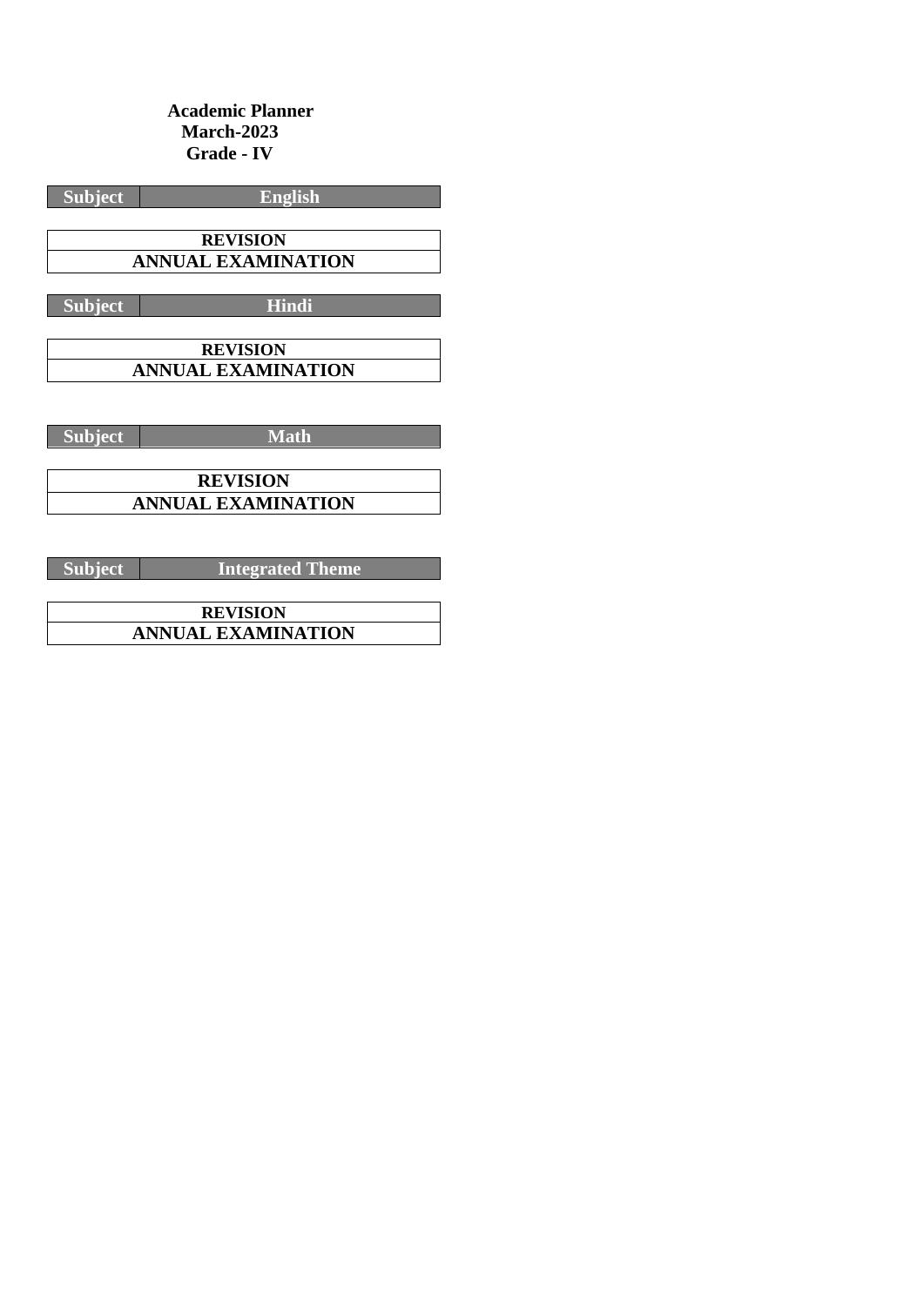**Academic Planner**
**March-2023**
**Grade - IV**

| Subject | English |
|---|---|

| |
|---|
| **REVISION** |
| **ANNUAL EXAMINATION** |

| Subject | Hindi |
|---|---|

| |
|---|
| **REVISION** |
| **ANNUAL EXAMINATION** |

| Subject | Math |
|---|---|

| |
|---|
| **REVISION** |
| **ANNUAL EXAMINATION** |

| Subject | Integrated Theme |
|---|---|

| |
|---|
| **REVISION** |
| **ANNUAL EXAMINATION** |